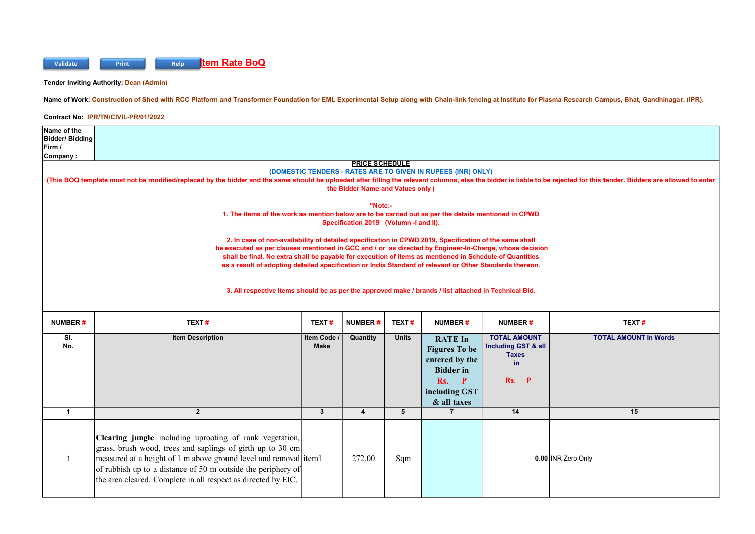Validate | Print | Help

# Item Rate BoQ

**Tender Inviting Authority:** Dean (Admin)

**Name of Work:** Construction of Shed with RCC Platform and Transformer Foundation for EML Experimental Setup along with Chain-link fencing at Institute for Plasma Research Campus, Bhat, Gandhinagar. (IPR).

**Contract No:** IPR/TN/CIVIL-PR/01/2022

| Name of the Bidder/ Bidding Firm / Company : | |
|---|---|

**PRICE SCHEDULE**

**(DOMESTIC TENDERS - RATES ARE TO GIVEN IN RUPEES (INR) ONLY)**

**(This BOQ template must not be modified/replaced by the bidder and the same should be uploaded after filling the relevant columns, else the bidder is liable to be rejected for this tender. Bidders are allowed to enter the Bidder Name and Values only )**

**"Note:-**

**1. The items of the work as mention below are to be carried out as per the details mentioned in CPWD Specification 2019 (Volumn -I and II).**

**2. In case of non-availability of detailed specification in CPWD 2019, Specification of the same shall be executed as per clauses mentioned in GCC and / or as directed by Engineer-In-Charge, whose decision shall be final. No extra shall be payable for execution of items as mentioned in Schedule of Quantities as a result of adopting detailed specification or India Standard of relevant or Other Standards thereon.**

**3. All respective items should be as per the approved make / brands / list attached in Technical Bid.**

| NUMBER # | TEXT # | TEXT # | NUMBER # | TEXT # | NUMBER # | NUMBER # | TEXT # |
|---|---|---|---|---|---|---|---|
| Sl. No. | Item Description | Item Code / Make | Quantity | Units | RATE In Figures To be entered by the Bidder in Rs. P including GST & all taxes | TOTAL AMOUNT Including GST & all Taxes in Rs. P | TOTAL AMOUNT In Words |
| 1 | 2 | 3 | 4 | 5 | 7 | 14 | 15 |
| 1 | **Clearing jungle** including uprooting of rank vegetation, grass, brush wood, trees and saplings of girth up to 30 cm measured at a height of 1 m above ground level and removal of rubbish up to a distance of 50 m outside the periphery of the area cleared. Complete in all respect as directed by EIC. | item1 | 272.00 | Sqm | | 0.00 | INR Zero Only |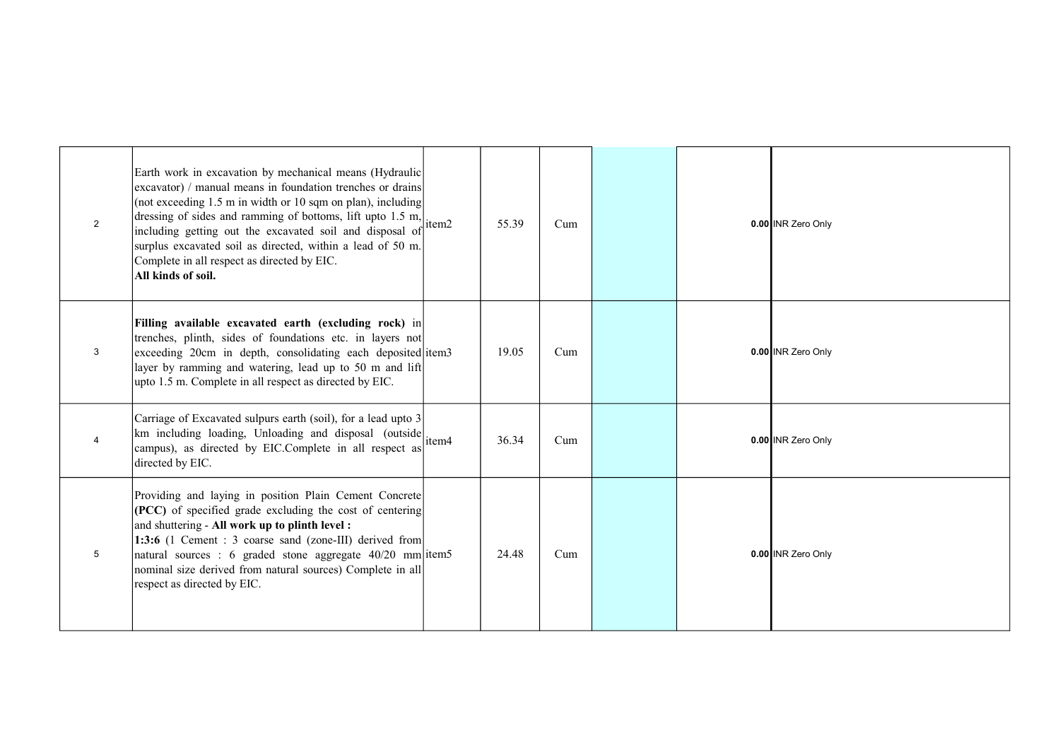| | | | | | | | |
|---|---|---|---|---|---|---|---|
| 2 | Earth work in excavation by mechanical means (Hydraulic excavator) / manual means in foundation trenches or drains (not exceeding 1.5 m in width or 10 sqm on plan), including dressing of sides and ramming of bottoms, lift upto 1.5 m, including getting out the excavated soil and disposal of surplus excavated soil as directed, within a lead of 50 m. Complete in all respect as directed by EIC.<br>**All kinds of soil.** | item2 | 55.39 | Cum | | | **0.00** INR Zero Only |
| 3 | **Filling available excavated earth (excluding rock)** in trenches, plinth, sides of foundations etc. in layers not exceeding 20cm in depth, consolidating each deposited layer by ramming and watering, lead up to 50 m and lift upto 1.5 m. Complete in all respect as directed by EIC. | item3 | 19.05 | Cum | | | **0.00** INR Zero Only |
| 4 | Carriage of Excavated sulpurs earth (soil), for a lead upto 3 km including loading, Unloading and disposal (outside campus), as directed by EIC.Complete in all respect as directed by EIC. | item4 | 36.34 | Cum | | | **0.00** INR Zero Only |
| 5 | Providing and laying in position Plain Cement Concrete **(PCC)** of specified grade excluding the cost of centering and shuttering - **All work up to plinth level :**<br>**1:3:6** (1 Cement : 3 coarse sand (zone-III) derived from natural sources : 6 graded stone aggregate 40/20 mm nominal size derived from natural sources) Complete in all respect as directed by EIC. | item5 | 24.48 | Cum | | | **0.00** INR Zero Only |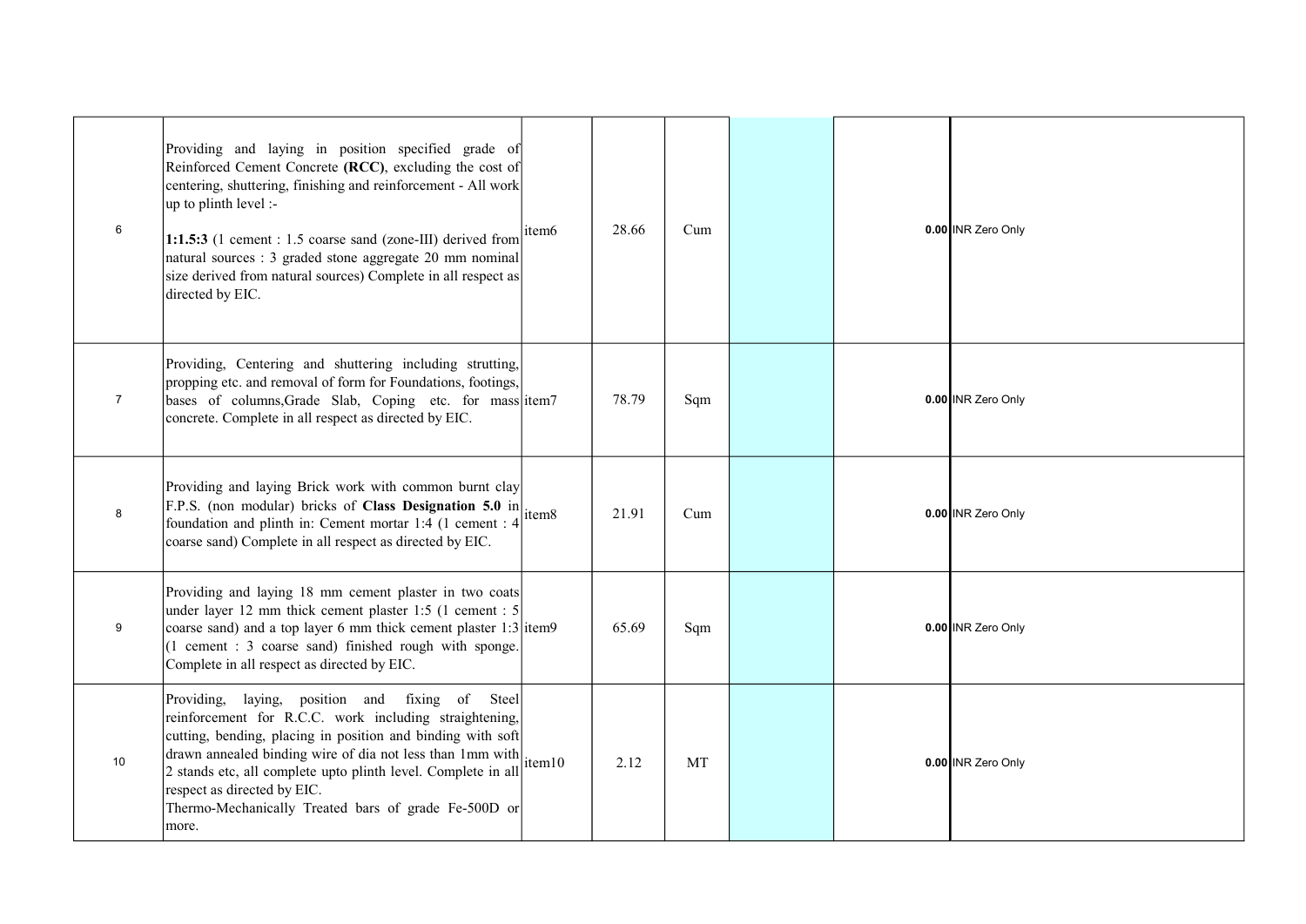| 6 | Providing and laying in position specified grade of Reinforced Cement Concrete **(RCC)**, excluding the cost of centering, shuttering, finishing and reinforcement - All work up to plinth level :-<br><br>**1:1.5:3** (1 cement : 1.5 coarse sand (zone-III) derived from natural sources : 3 graded stone aggregate 20 mm nominal size derived from natural sources) Complete in all respect as directed by EIC. | item6 | 28.66 | Cum | | **0.00** | INR Zero Only |
|---|---|---|---|---|---|---|---|
| 7 | Providing, Centering and shuttering including strutting, propping etc. and removal of form for Foundations, footings, bases of columns,Grade Slab, Coping etc. for mass concrete. Complete in all respect as directed by EIC. | item7 | 78.79 | Sqm | | **0.00** | INR Zero Only |
| 8 | Providing and laying Brick work with common burnt clay F.P.S. (non modular) bricks of **Class Designation 5.0** in foundation and plinth in: Cement mortar 1:4 (1 cement : 4 coarse sand) Complete in all respect as directed by EIC. | item8 | 21.91 | Cum | | **0.00** | INR Zero Only |
| 9 | Providing and laying 18 mm cement plaster in two coats under layer 12 mm thick cement plaster 1:5 (1 cement : 5 coarse sand) and a top layer 6 mm thick cement plaster 1:3 (1 cement : 3 coarse sand) finished rough with sponge. Complete in all respect as directed by EIC. | item9 | 65.69 | Sqm | | **0.00** | INR Zero Only |
| 10 | Providing, laying, position and fixing of Steel reinforcement for R.C.C. work including straightening, cutting, bending, placing in position and binding with soft drawn annealed binding wire of dia not less than 1mm with 2 stands etc, all complete upto plinth level. Complete in all respect as directed by EIC.<br>Thermo-Mechanically Treated bars of grade Fe-500D or more. | item10 | 2.12 | MT | | **0.00** | INR Zero Only |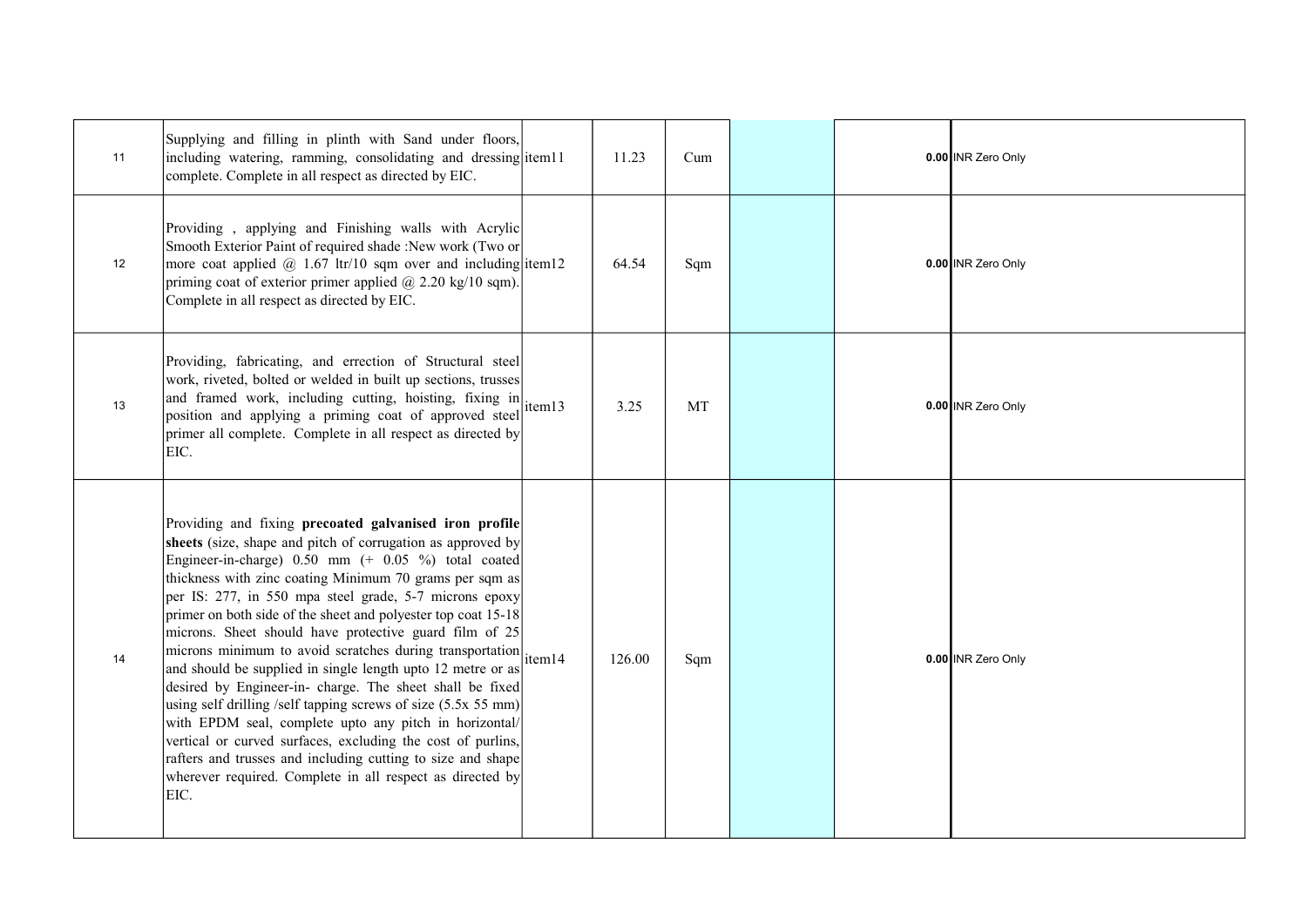| | | | | | | | |
|---|---|---|---|---|---|---|---|
| 11 | Supplying and filling in plinth with Sand under floors, including watering, ramming, consolidating and dressing complete. Complete in all respect as directed by EIC. | item11 | 11.23 | Cum | | **0.00** | INR Zero Only |
| 12 | Providing , applying and Finishing walls with Acrylic Smooth Exterior Paint of required shade :New work (Two or more coat applied @ 1.67 ltr/10 sqm over and including priming coat of exterior primer applied @ 2.20 kg/10 sqm). Complete in all respect as directed by EIC. | item12 | 64.54 | Sqm | | **0.00** | INR Zero Only |
| 13 | Providing, fabricating, and errection of Structural steel work, riveted, bolted or welded in built up sections, trusses and framed work, including cutting, hoisting, fixing in position and applying a priming coat of approved steel primer all complete. Complete in all respect as directed by EIC. | item13 | 3.25 | MT | | **0.00** | INR Zero Only |
| 14 | Providing and fixing **precoated galvanised iron profile sheets** (size, shape and pitch of corrugation as approved by Engineer-in-charge) 0.50 mm (+ 0.05 %) total coated thickness with zinc coating Minimum 70 grams per sqm as per IS: 277, in 550 mpa steel grade, 5-7 microns epoxy primer on both side of the sheet and polyester top coat 15-18 microns. Sheet should have protective guard film of 25 microns minimum to avoid scratches during transportation and should be supplied in single length upto 12 metre or as desired by Engineer-in- charge. The sheet shall be fixed using self drilling /self tapping screws of size (5.5x 55 mm) with EPDM seal, complete upto any pitch in horizontal/ vertical or curved surfaces, excluding the cost of purlins, rafters and trusses and including cutting to size and shape wherever required. Complete in all respect as directed by EIC. | item14 | 126.00 | Sqm | | **0.00** | INR Zero Only |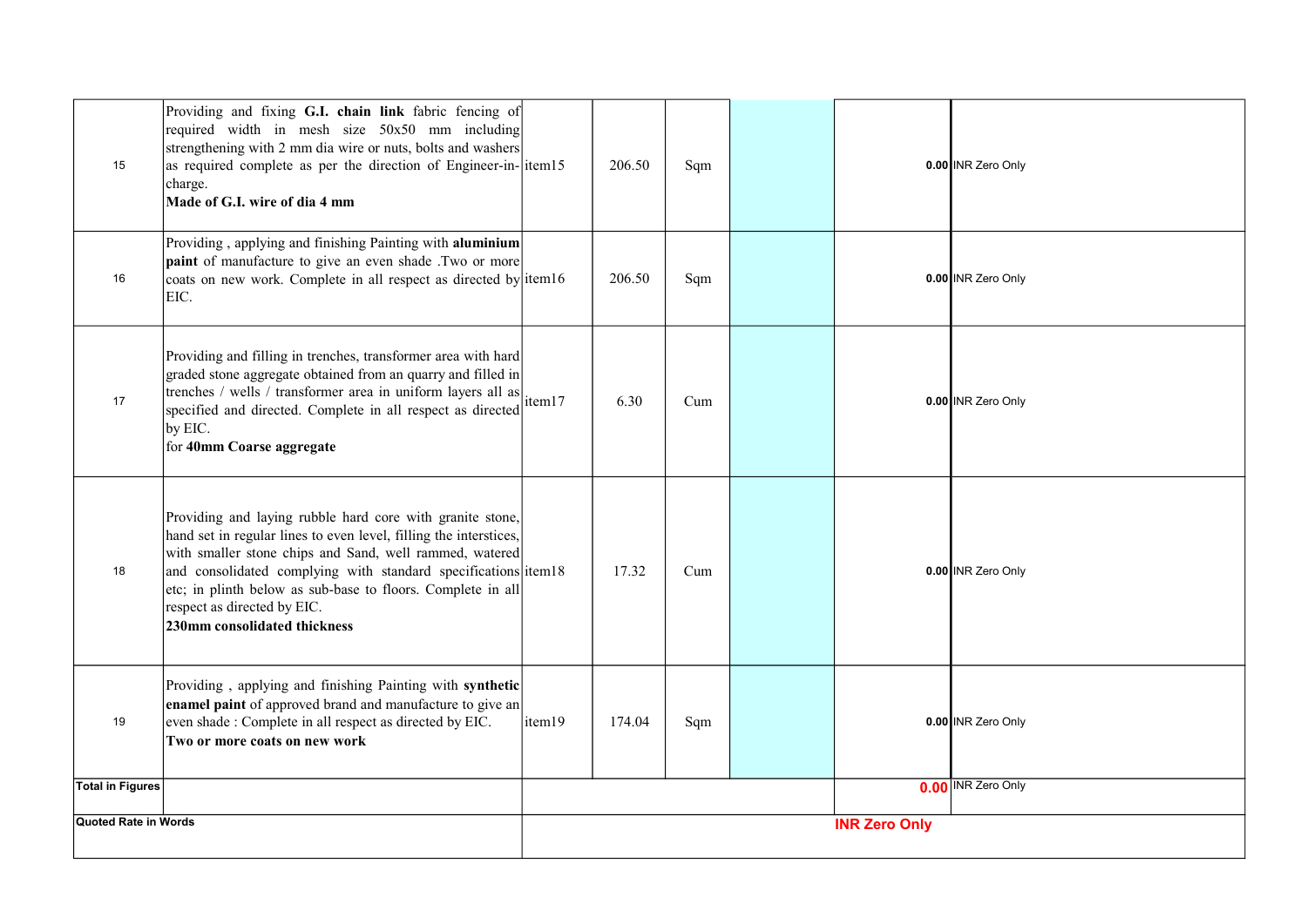| | | | | | | | |
|---|---|---|---|---|---|---|---|
| 15 | Providing and fixing **G.I. chain link** fabric fencing of required width in mesh size 50x50 mm including strengthening with 2 mm dia wire or nuts, bolts and washers as required complete as per the direction of Engineer-in-charge.<br>**Made of G.I. wire of dia 4 mm** | item15 | 206.50 | Sqm | | **0.00** | INR Zero Only |
| 16 | Providing , applying and finishing Painting with **aluminium paint** of manufacture to give an even shade .Two or more coats on new work. Complete in all respect as directed by EIC. | item16 | 206.50 | Sqm | | **0.00** | INR Zero Only |
| 17 | Providing and filling in trenches, transformer area with hard graded stone aggregate obtained from an quarry and filled in trenches / wells / transformer area in uniform layers all as specified and directed. Complete in all respect as directed by EIC.<br>for **40mm Coarse aggregate** | item17 | 6.30 | Cum | | **0.00** | INR Zero Only |
| 18 | Providing and laying rubble hard core with granite stone, hand set in regular lines to even level, filling the interstices, with smaller stone chips and Sand, well rammed, watered and consolidated complying with standard specifications etc; in plinth below as sub-base to floors. Complete in all respect as directed by EIC.<br>**230mm consolidated thickness** | item18 | 17.32 | Cum | | **0.00** | INR Zero Only |
| 19 | Providing , applying and finishing Painting with **synthetic enamel paint** of approved brand and manufacture to give an even shade : Complete in all respect as directed by EIC.<br>**Two or more coats on new work** | item19 | 174.04 | Sqm | | **0.00** | INR Zero Only |
| **Total in Figures** | | | | | | **0.00** | INR Zero Only |
| **Quoted Rate in Words** | | | | | | **INR Zero Only** | |